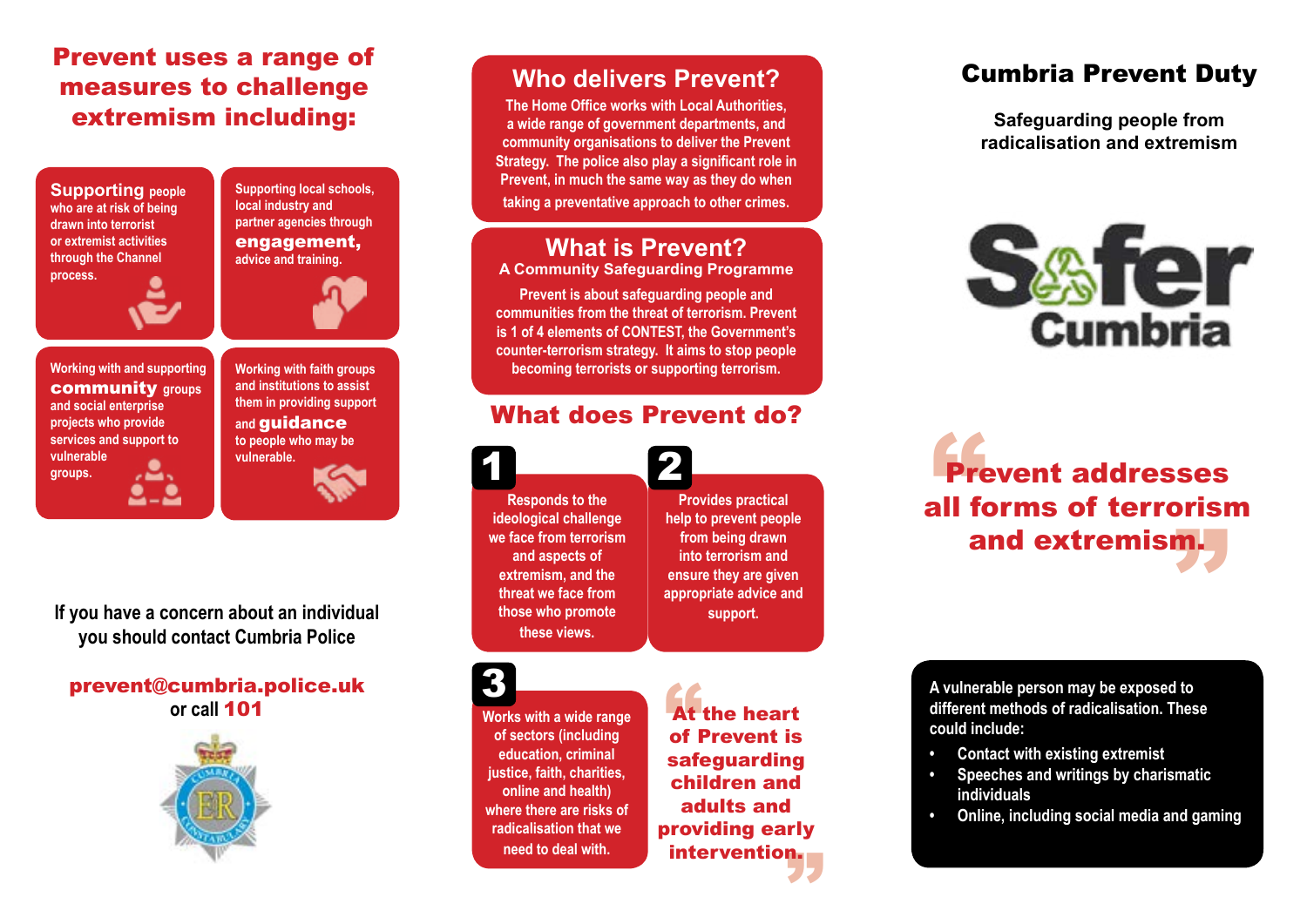# Cumbria Prevent Duty

**Safeguarding people from radicalisation and extremism**

Safer Cumbria

> **Prevent addresses all forms of terrorism and extremism.**

A vulnerable person may be exposed to different methods of radicalisation. These could include:

- Contact with existing extremist
- Speeches and writings by charismatic individuals
- Online, including social media and gaming

## Who delivers Prevent?

The Home Office works with Local Authorities, a wide range of government departments, and community organisations to deliver the Prevent Strategy. The police also play a significant role in Prevent, in much the same way as they do when taking a preventative approach to other crimes.

## What is Prevent?

### A Community Safeguarding Programme

Prevent is about safeguarding people and communities from the threat of terrorism. Prevent is 1 of 4 elements of CONTEST, the Government's counter-terrorism strategy. It aims to stop people becoming terrorists or supporting terrorism.

## What does Prevent do?

1. Responds to the ideological challenge we face from terrorism and aspects of extremism, and the threat we face from those who promote these views.
2. Provides practical help to prevent people from being drawn into terrorism and ensure they are given appropriate advice and support.
3. Works with a wide range of sectors (including education, criminal justice, faith, charities, online and health) where there are risks of radicalisation that we need to deal with.

> **At the heart of Prevent is safeguarding children and adults and providing early intervention.**

## Prevent uses a range of measures to challenge extremism including:

- **Supporting** people who are at risk of being drawn into terrorist or extremist activities through the Channel process.
- Supporting local schools, local industry and partner agencies through **engagement,** advice and training.
- Working with and supporting **community** groups and social enterprise projects who provide services and support to vulnerable groups.
- Working with faith groups and institutions to assist them in providing support and **guidance** to people who may be vulnerable.

If you have a concern about an individual you should contact Cumbria Police

**prevent@cumbria.police.uk**
or call **101**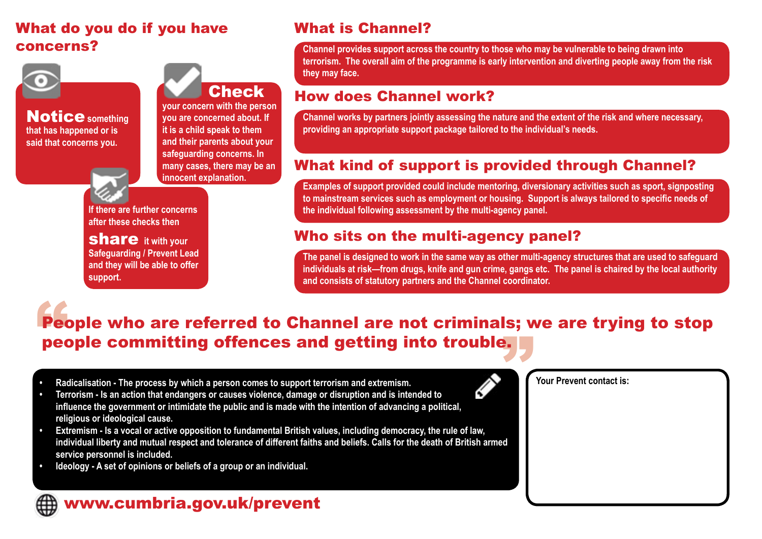## What do you do if you have concerns?

**Notice** something that has happened or is said that concerns you.

**Check** your concern with the person you are concerned about. If it is a child speak to them and their parents about your safeguarding concerns. In many cases, there may be an innocent explanation.

If there are further concerns after these checks then **share** it with your Safeguarding / Prevent Lead and they will be able to offer support.

## What is Channel?

Channel provides support across the country to those who may be vulnerable to being drawn into terrorism. The overall aim of the programme is early intervention and diverting people away from the risk they may face.

## How does Channel work?

Channel works by partners jointly assessing the nature and the extent of the risk and where necessary, providing an appropriate support package tailored to the individual's needs.

## What kind of support is provided through Channel?

Examples of support provided could include mentoring, diversionary activities such as sport, signposting to mainstream services such as employment or housing. Support is always tailored to specific needs of the individual following assessment by the multi-agency panel.

## Who sits on the multi-agency panel?

The panel is designed to work in the same way as other multi-agency structures that are used to safeguard individuals at risk—from drugs, knife and gun crime, gangs etc. The panel is chaired by the local authority and consists of statutory partners and the Channel coordinator.

> **"People who are referred to Channel are not criminals; we are trying to stop people committing offences and getting into trouble."**

- Radicalisation - The process by which a person comes to support terrorism and extremism.
- Terrorism - Is an action that endangers or causes violence, damage or disruption and is intended to influence the government or intimidate the public and is made with the intention of advancing a political, religious or ideological cause.
- Extremism - Is a vocal or active opposition to fundamental British values, including democracy, the rule of law, individual liberty and mutual respect and tolerance of different faiths and beliefs. Calls for the death of British armed service personnel is included.
- Ideology - A set of opinions or beliefs of a group or an individual.

Your Prevent contact is:

**www.cumbria.gov.uk/prevent**